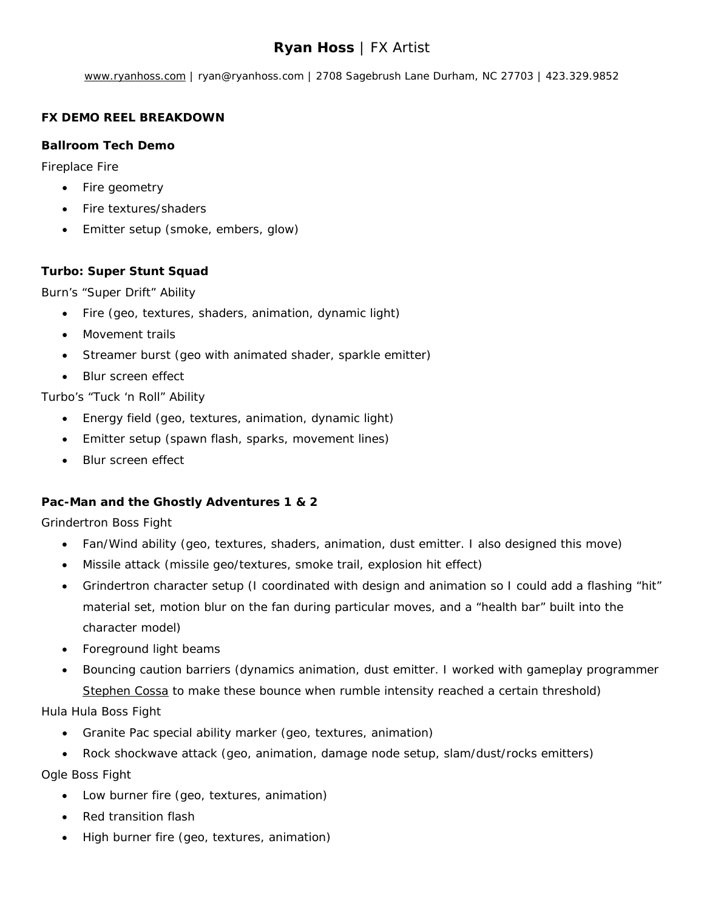# **Ryan Hoss** | FX Artist

www.ryanhoss.com | ryan@ryanhoss.com | 2708 Sagebrush Lane Durham, NC 27703 | 423.329.9852

## FX DEMO REEL BREAKDOWN

### Ballroom Tech Demo

Fireplace Fire

- Fire geometry
- Fire textures/shaders
- Emitter setup (smoke, embers, glow)

### Turbo: Super Stunt Squad

Burn's "Super Drift" Ability

- Fire (geo, textures, shaders, animation, dynamic light)
- Movement trails
- Streamer burst (geo with animated shader, sparkle emitter)
- Blur screen effect

Turbo's "Tuck 'n Roll" Ability

- Energy field (geo, textures, animation, dynamic light)
- Emitter setup (spawn flash, sparks, movement lines)
- Blur screen effect

### Pac-Man and the Ghostly Adventures 1 & 2

Grindertron Boss Fight

- Fan/Wind ability (geo, textures, shaders, animation, dust emitter. I also designed this move)
- Missile attack (missile geo/textures, smoke trail, explosion hit effect)
- Grindertron character setup (I coordinated with design and animation so I could add a flashing "hit" material set, motion blur on the fan during particular moves, and a "health bar" built into the character model)
- Foreground light beams
- Bouncing caution barriers (dynamics animation, dust emitter. I worked with gameplay programmer Stephen Cossa to make these bounce when rumble intensity reached a certain threshold)

Hula Hula Boss Fight

- Granite Pac special ability marker (geo, textures, animation)
- Rock shockwave attack (geo, animation, damage node setup, slam/dust/rocks emitters)

Ogle Boss Fight

- Low burner fire (geo, textures, animation)
- Red transition flash
- High burner fire (geo, textures, animation)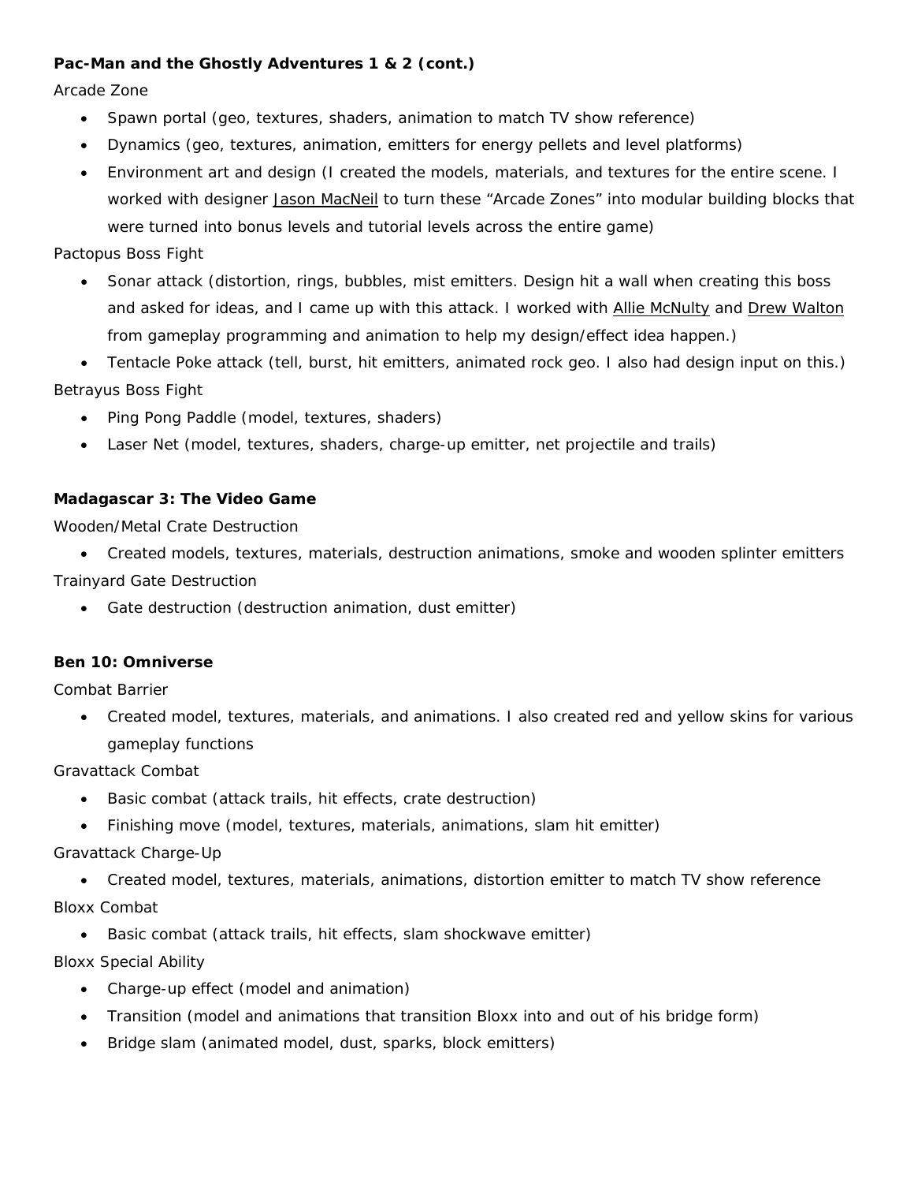**Pac-Man and the Ghostly Adventures 1 & 2 (cont.)**

Arcade Zone

- Spawn portal (geo, textures, shaders, animation to match TV show reference)
- Dynamics (geo, textures, animation, emitters for energy pellets and level platforms)
- Environment art and design (I created the models, materials, and textures for the entire scene. I worked with designer Jason MacNeil to turn these "Arcade Zones" into modular building blocks that were turned into bonus levels and tutorial levels across the entire game)

Pactopus Boss Fight

- Sonar attack (distortion, rings, bubbles, mist emitters. Design hit a wall when creating this boss and asked for ideas, and I came up with this attack. I worked with Allie McNulty and Drew Walton from gameplay programming and animation to help my design/effect idea happen.)
- Tentacle Poke attack (tell, burst, hit emitters, animated rock geo. I also had design input on this.)

Betrayus Boss Fight

- Ping Pong Paddle (model, textures, shaders)
- Laser Net (model, textures, shaders, charge-up emitter, net projectile and trails)

**Madagascar 3: The Video Game**

Wooden/Metal Crate Destruction

- Created models, textures, materials, destruction animations, smoke and wooden splinter emitters

Trainyard Gate Destruction

- Gate destruction (destruction animation, dust emitter)

**Ben 10: Omniverse**

Combat Barrier

- Created model, textures, materials, and animations. I also created red and yellow skins for various gameplay functions

Gravattack Combat

- Basic combat (attack trails, hit effects, crate destruction)
- Finishing move (model, textures, materials, animations, slam hit emitter)

Gravattack Charge-Up

- Created model, textures, materials, animations, distortion emitter to match TV show reference

Bloxx Combat

- Basic combat (attack trails, hit effects, slam shockwave emitter)

Bloxx Special Ability

- Charge-up effect (model and animation)
- Transition (model and animations that transition Bloxx into and out of his bridge form)
- Bridge slam (animated model, dust, sparks, block emitters)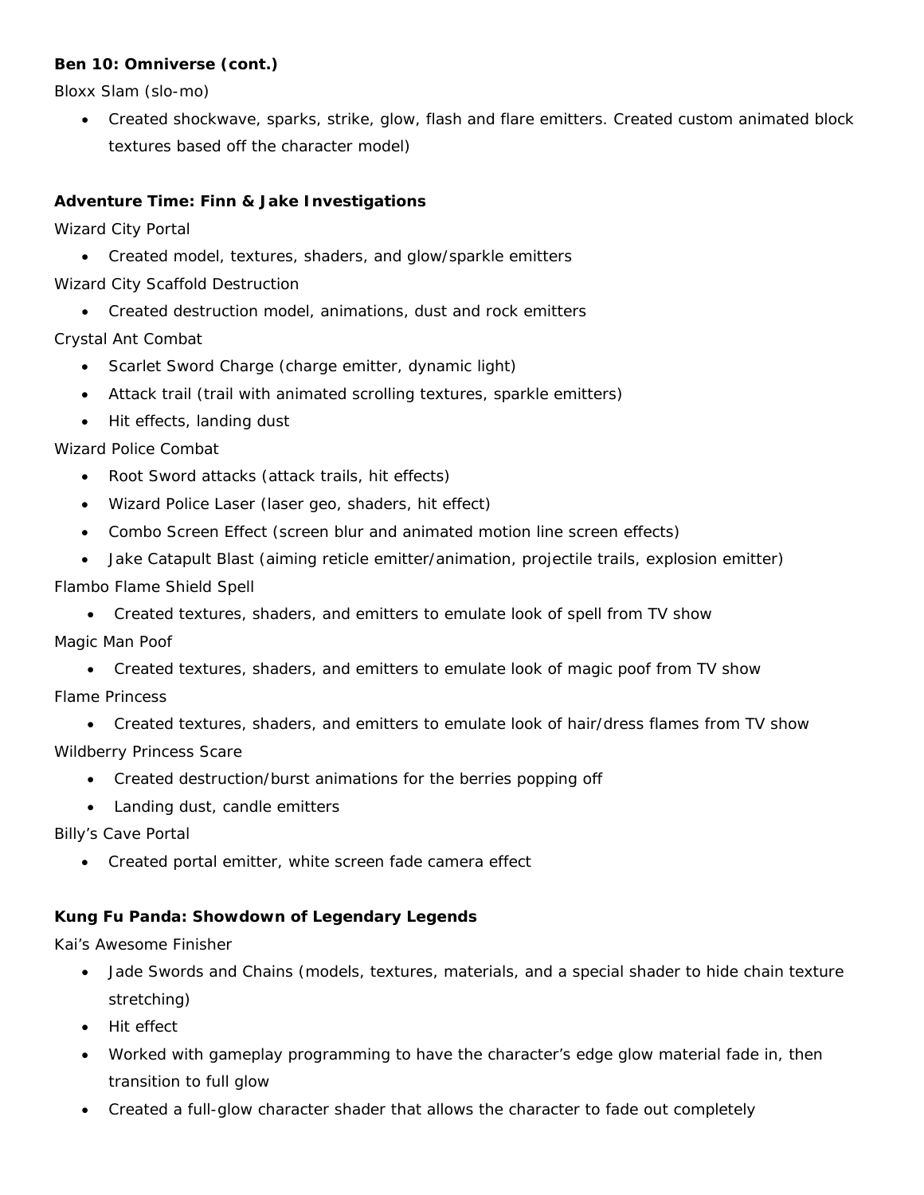**Ben 10: Omniverse (cont.)**

Bloxx Slam (slo-mo)

- Created shockwave, sparks, strike, glow, flash and flare emitters. Created custom animated block textures based off the character model)

**Adventure Time: Finn & Jake Investigations**

Wizard City Portal

- Created model, textures, shaders, and glow/sparkle emitters

Wizard City Scaffold Destruction

- Created destruction model, animations, dust and rock emitters

Crystal Ant Combat

- Scarlet Sword Charge (charge emitter, dynamic light)
- Attack trail (trail with animated scrolling textures, sparkle emitters)
- Hit effects, landing dust

Wizard Police Combat

- Root Sword attacks (attack trails, hit effects)
- Wizard Police Laser (laser geo, shaders, hit effect)
- Combo Screen Effect (screen blur and animated motion line screen effects)
- Jake Catapult Blast (aiming reticle emitter/animation, projectile trails, explosion emitter)

Flambo Flame Shield Spell

- Created textures, shaders, and emitters to emulate look of spell from TV show

Magic Man Poof

- Created textures, shaders, and emitters to emulate look of magic poof from TV show

Flame Princess

- Created textures, shaders, and emitters to emulate look of hair/dress flames from TV show

Wildberry Princess Scare

- Created destruction/burst animations for the berries popping off
- Landing dust, candle emitters

Billy's Cave Portal

- Created portal emitter, white screen fade camera effect

**Kung Fu Panda: Showdown of Legendary Legends**

Kai's Awesome Finisher

- Jade Swords and Chains (models, textures, materials, and a special shader to hide chain texture stretching)
- Hit effect
- Worked with gameplay programming to have the character's edge glow material fade in, then transition to full glow
- Created a full-glow character shader that allows the character to fade out completely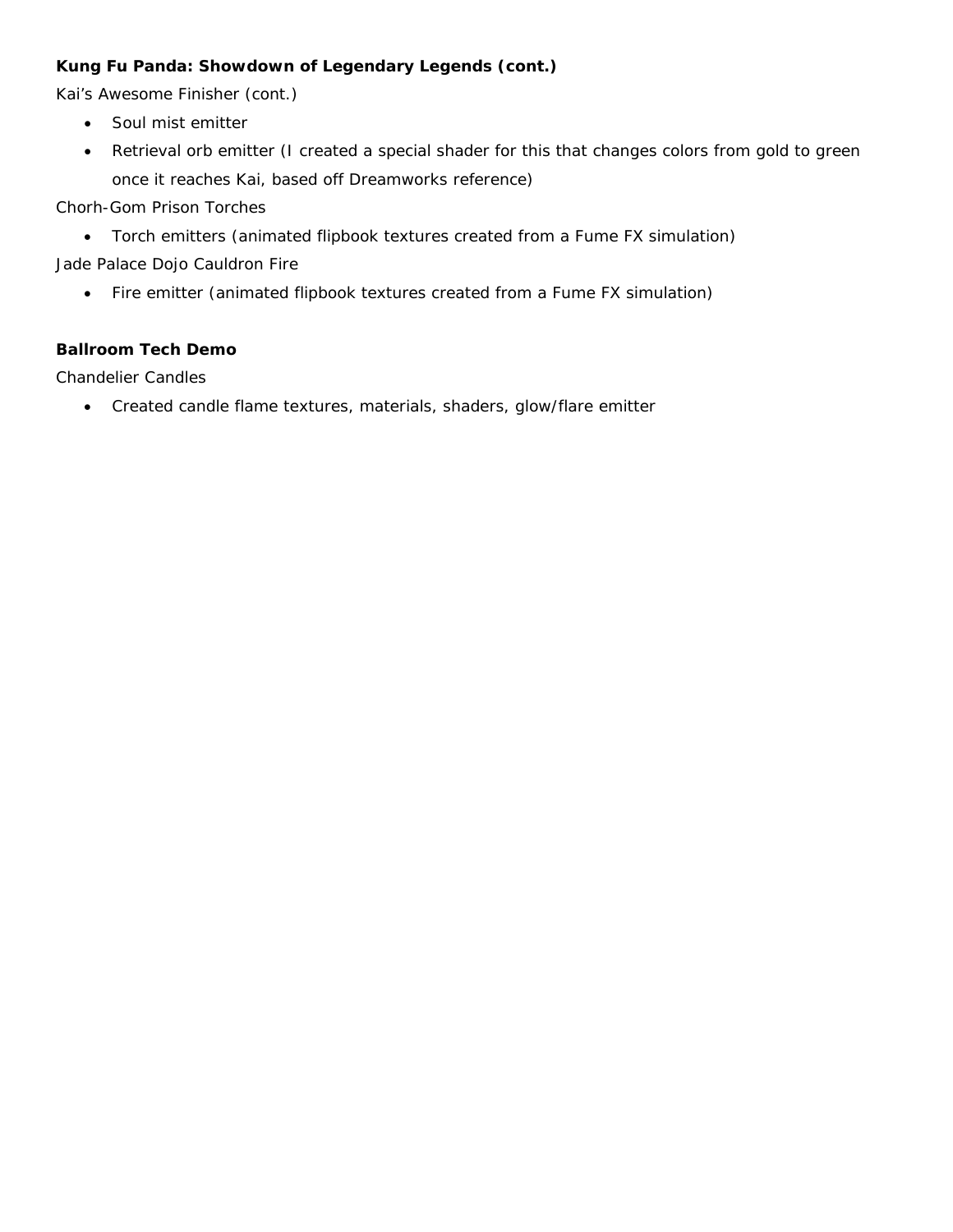**Kung Fu Panda: Showdown of Legendary Legends (cont.)**

Kai's Awesome Finisher (cont.)

- Soul mist emitter
- Retrieval orb emitter (I created a special shader for this that changes colors from gold to green once it reaches Kai, based off Dreamworks reference)

Chorh-Gom Prison Torches

- Torch emitters (animated flipbook textures created from a Fume FX simulation)

Jade Palace Dojo Cauldron Fire

- Fire emitter (animated flipbook textures created from a Fume FX simulation)

**Ballroom Tech Demo**

Chandelier Candles

- Created candle flame textures, materials, shaders, glow/flare emitter